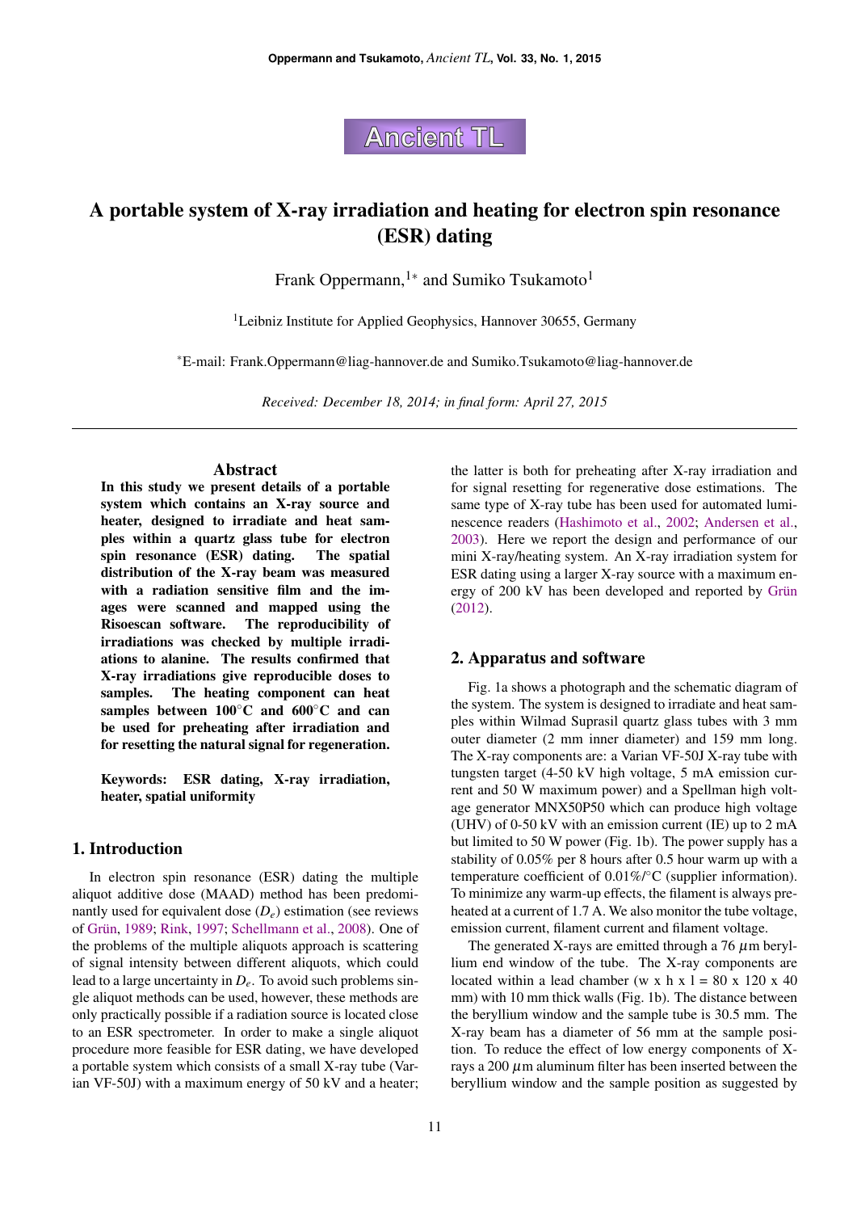# A portable system of X-ray irradiation and heating for electron spin resonance (ESR) dating

Frank Oppermann,[1*] and Sumiko Tsukamoto[1]

[1]Leibniz Institute for Applied Geophysics, Hannover 30655, Germany

[*]E-mail: Frank.Oppermann@liag-hannover.de and Sumiko.Tsukamoto@liag-hannover.de

*Received: December 18, 2014; in final form: April 27, 2015*

## Abstract

**In this study we present details of a portable system which contains an X-ray source and heater, designed to irradiate and heat samples within a quartz glass tube for electron spin resonance (ESR) dating. The spatial distribution of the X-ray beam was measured with a radiation sensitive film and the images were scanned and mapped using the Risoescan software. The reproducibility of irradiations was checked by multiple irradiations to alanine. The results confirmed that X-ray irradiations give reproducible doses to samples. The heating component can heat samples between 100°C and 600°C and can be used for preheating after irradiation and for resetting the natural signal for regeneration.**

**Keywords: ESR dating, X-ray irradiation, heater, spatial uniformity**

## 1. Introduction

In electron spin resonance (ESR) dating the multiple aliquot additive dose (MAAD) method has been predominantly used for equivalent dose ($D_e$) estimation (see reviews of Grün, 1989; Rink, 1997; Schellmann et al., 2008). One of the problems of the multiple aliquots approach is scattering of signal intensity between different aliquots, which could lead to a large uncertainty in $D_e$. To avoid such problems single aliquot methods can be used, however, these methods are only practically possible if a radiation source is located close to an ESR spectrometer. In order to make a single aliquot procedure more feasible for ESR dating, we have developed a portable system which consists of a small X-ray tube (Varian VF-50J) with a maximum energy of 50 kV and a heater; the latter is both for preheating after X-ray irradiation and for signal resetting for regenerative dose estimations. The same type of X-ray tube has been used for automated luminescence readers (Hashimoto et al., 2002; Andersen et al., 2003). Here we report the design and performance of our mini X-ray/heating system. An X-ray irradiation system for ESR dating using a larger X-ray source with a maximum energy of 200 kV has been developed and reported by Grün (2012).

## 2. Apparatus and software

Fig. 1a shows a photograph and the schematic diagram of the system. The system is designed to irradiate and heat samples within Wilmad Suprasil quartz glass tubes with 3 mm outer diameter (2 mm inner diameter) and 159 mm long. The X-ray components are: a Varian VF-50J X-ray tube with tungsten target (4-50 kV high voltage, 5 mA emission current and 50 W maximum power) and a Spellman high voltage generator MNX50P50 which can produce high voltage (UHV) of 0-50 kV with an emission current (IE) up to 2 mA but limited to 50 W power (Fig. 1b). The power supply has a stability of 0.05% per 8 hours after 0.5 hour warm up with a temperature coefficient of 0.01%/°C (supplier information). To minimize any warm-up effects, the filament is always preheated at a current of 1.7 A. We also monitor the tube voltage, emission current, filament current and filament voltage.

The generated X-rays are emitted through a 76 $\mu$m beryllium end window of the tube. The X-ray components are located within a lead chamber (w x h x l = 80 x 120 x 40 mm) with 10 mm thick walls (Fig. 1b). The distance between the beryllium window and the sample tube is 30.5 mm. The X-ray beam has a diameter of 56 mm at the sample position. To reduce the effect of low energy components of X-rays a 200 $\mu$m aluminum filter has been inserted between the beryllium window and the sample position as suggested by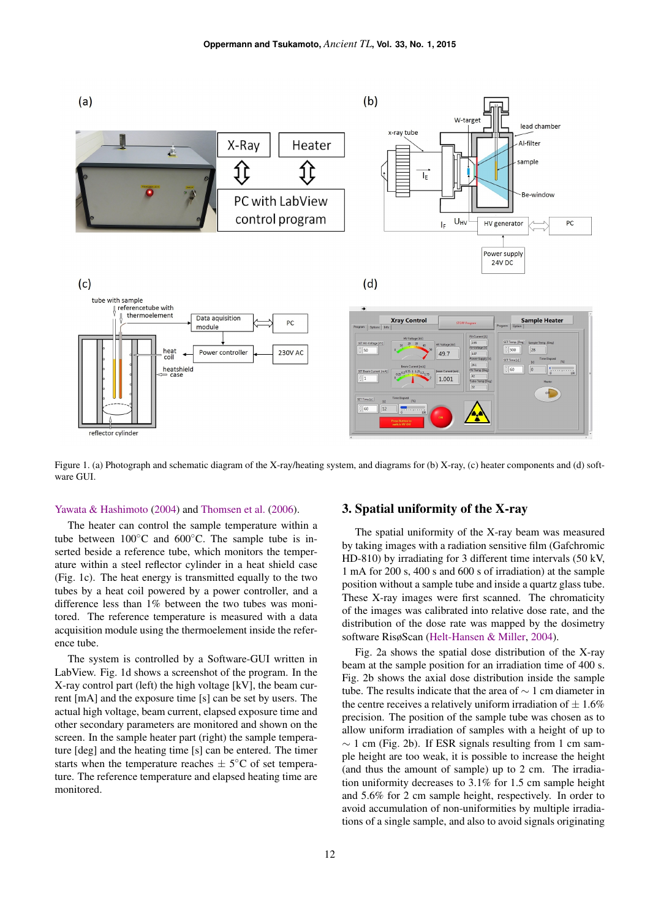Figure 1. (a) Photograph and schematic diagram of the X-ray/heating system, and diagrams for (b) X-ray, (c) heater components and (d) software GUI.

Yawata & Hashimoto (2004) and Thomsen et al. (2006).

The heater can control the sample temperature within a tube between 100°C and 600°C. The sample tube is inserted beside a reference tube, which monitors the temperature within a steel reflector cylinder in a heat shield case (Fig. 1c). The heat energy is transmitted equally to the two tubes by a heat coil powered by a power controller, and a difference less than 1% between the two tubes was monitored. The reference temperature is measured with a data acquisition module using the thermoelement inside the reference tube.

The system is controlled by a Software-GUI written in LabView. Fig. 1d shows a screenshot of the program. In the X-ray control part (left) the high voltage [kV], the beam current [mA] and the exposure time [s] can be set by users. The actual high voltage, beam current, elapsed exposure time and other secondary parameters are monitored and shown on the screen. In the sample heater part (right) the sample temperature [deg] and the heating time [s] can be entered. The timer starts when the temperature reaches $\pm$ 5°C of set temperature. The reference temperature and elapsed heating time are monitored.

## 3. Spatial uniformity of the X-ray

The spatial uniformity of the X-ray beam was measured by taking images with a radiation sensitive film (Gafchromic HD-810) by irradiating for 3 different time intervals (50 kV, 1 mA for 200 s, 400 s and 600 s of irradiation) at the sample position without a sample tube and inside a quartz glass tube. These X-ray images were first scanned. The chromaticity of the images was calibrated into relative dose rate, and the distribution of the dose rate was mapped by the dosimetry software RisøScan (Helt-Hansen & Miller, 2004).

Fig. 2a shows the spatial dose distribution of the X-ray beam at the sample position for an irradiation time of 400 s. Fig. 2b shows the axial dose distribution inside the sample tube. The results indicate that the area of $\sim$ 1 cm diameter in the centre receives a relatively uniform irradiation of $\pm$ 1.6% precision. The position of the sample tube was chosen as to allow uniform irradiation of samples with a height of up to $\sim$ 1 cm (Fig. 2b). If ESR signals resulting from 1 cm sample height are too weak, it is possible to increase the height (and thus the amount of sample) up to 2 cm. The irradiation uniformity decreases to 3.1% for 1.5 cm sample height and 5.6% for 2 cm sample height, respectively. In order to avoid accumulation of non-uniformities by multiple irradiations of a single sample, and also to avoid signals originating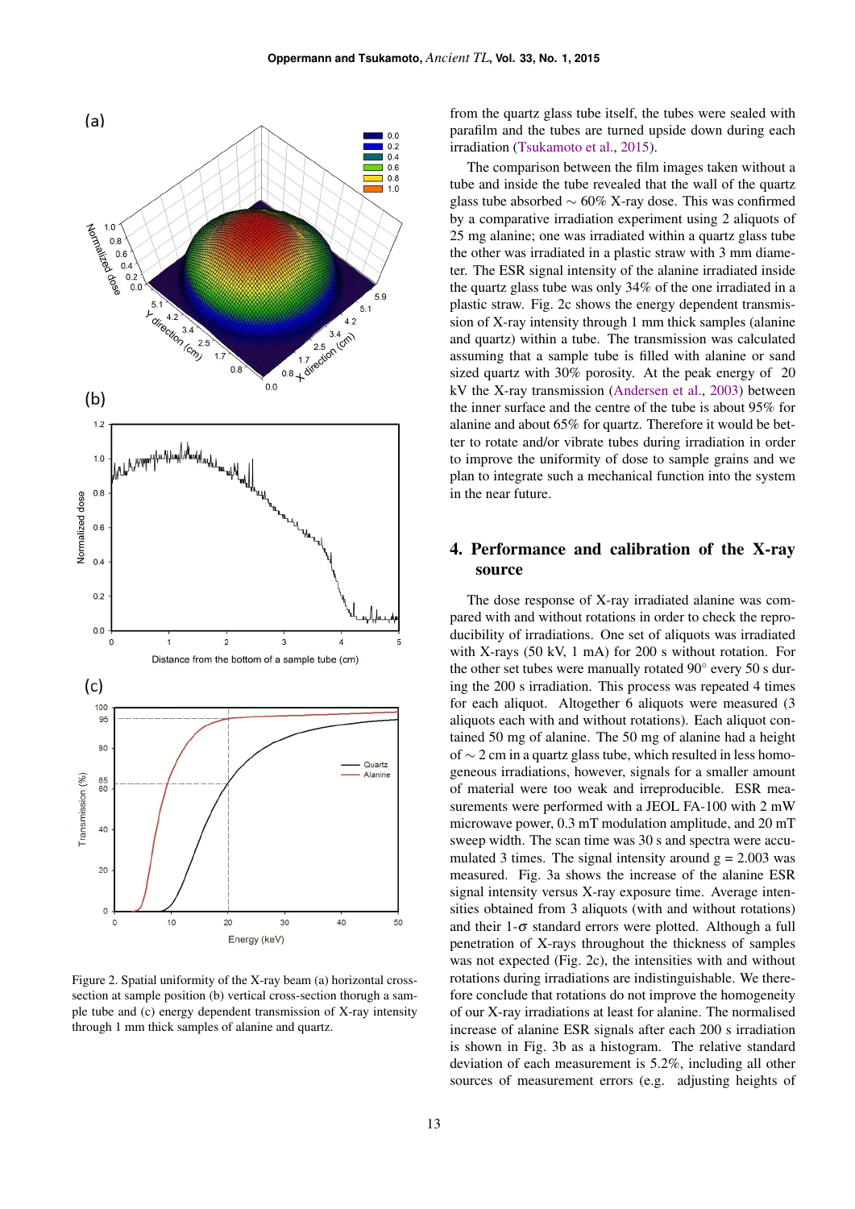Figure 2. Spatial uniformity of the X-ray beam (a) horizontal cross-section at sample position (b) vertical cross-section thorugh a sample tube and (c) energy dependent transmission of X-ray intensity through 1 mm thick samples of alanine and quartz.

from the quartz glass tube itself, the tubes were sealed with parafilm and the tubes are turned upside down during each irradiation (Tsukamoto et al., 2015).

The comparison between the film images taken without a tube and inside the tube revealed that the wall of the quartz glass tube absorbed ∼ 60% X-ray dose. This was confirmed by a comparative irradiation experiment using 2 aliquots of 25 mg alanine; one was irradiated within a quartz glass tube the other was irradiated in a plastic straw with 3 mm diameter. The ESR signal intensity of the alanine irradiated inside the quartz glass tube was only 34% of the one irradiated in a plastic straw. Fig. 2c shows the energy dependent transmission of X-ray intensity through 1 mm thick samples (alanine and quartz) within a tube. The transmission was calculated assuming that a sample tube is filled with alanine or sand sized quartz with 30% porosity. At the peak energy of 20 kV the X-ray transmission (Andersen et al., 2003) between the inner surface and the centre of the tube is about 95% for alanine and about 65% for quartz. Therefore it would be better to rotate and/or vibrate tubes during irradiation in order to improve the uniformity of dose to sample grains and we plan to integrate such a mechanical function into the system in the near future.

## 4. Performance and calibration of the X-ray source

The dose response of X-ray irradiated alanine was compared with and without rotations in order to check the reproducibility of irradiations. One set of aliquots was irradiated with X-rays (50 kV, 1 mA) for 200 s without rotation. For the other set tubes were manually rotated 90° every 50 s during the 200 s irradiation. This process was repeated 4 times for each aliquot. Altogether 6 aliquots were measured (3 aliquots each with and without rotations). Each aliquot contained 50 mg of alanine. The 50 mg of alanine had a height of ∼ 2 cm in a quartz glass tube, which resulted in less homogeneous irradiations, however, signals for a smaller amount of material were too weak and irreproducible. ESR measurements were performed with a JEOL FA-100 with 2 mW microwave power, 0.3 mT modulation amplitude, and 20 mT sweep width. The scan time was 30 s and spectra were accumulated 3 times. The signal intensity around g = 2.003 was measured. Fig. 3a shows the increase of the alanine ESR signal intensity versus X-ray exposure time. Average intensities obtained from 3 aliquots (with and without rotations) and their 1-$\sigma$ standard errors were plotted. Although a full penetration of X-rays throughout the thickness of samples was not expected (Fig. 2c), the intensities with and without rotations during irradiations are indistinguishable. We therefore conclude that rotations do not improve the homogeneity of our X-ray irradiations at least for alanine. The normalised increase of alanine ESR signals after each 200 s irradiation is shown in Fig. 3b as a histogram. The relative standard deviation of each measurement is 5.2%, including all other sources of measurement errors (e.g. adjusting heights of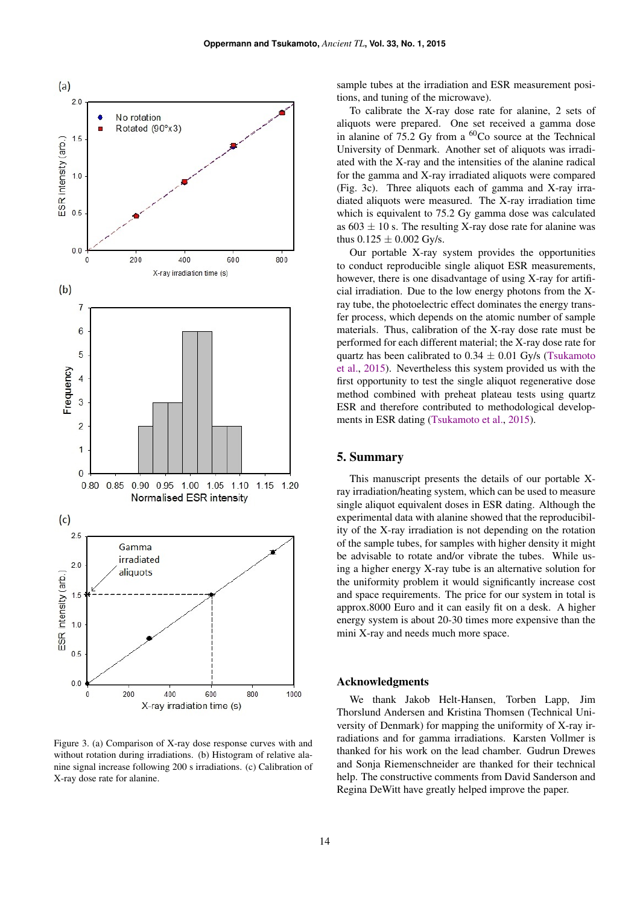Figure 3. (a) Comparison of X-ray dose response curves with and without rotation during irradiations. (b) Histogram of relative alanine signal increase following 200 s irradiations. (c) Calibration of X-ray dose rate for alanine.

sample tubes at the irradiation and ESR measurement positions, and tuning of the microwave).

To calibrate the X-ray dose rate for alanine, 2 sets of aliquots were prepared. One set received a gamma dose in alanine of 75.2 Gy from a $^{60}$Co source at the Technical University of Denmark. Another set of aliquots was irradiated with the X-ray and the intensities of the alanine radical for the gamma and X-ray irradiated aliquots were compared (Fig. 3c). Three aliquots each of gamma and X-ray irradiated aliquots were measured. The X-ray irradiation time which is equivalent to 75.2 Gy gamma dose was calculated as 603 $\pm$ 10 s. The resulting X-ray dose rate for alanine was thus 0.125 $\pm$ 0.002 Gy/s.

Our portable X-ray system provides the opportunities to conduct reproducible single aliquot ESR measurements, however, there is one disadvantage of using X-ray for artificial irradiation. Due to the low energy photons from the X-ray tube, the photoelectric effect dominates the energy transfer process, which depends on the atomic number of sample materials. Thus, calibration of the X-ray dose rate must be performed for each different material; the X-ray dose rate for quartz has been calibrated to 0.34 $\pm$ 0.01 Gy/s (Tsukamoto et al., 2015). Nevertheless this system provided us with the first opportunity to test the single aliquot regenerative dose method combined with preheat plateau tests using quartz ESR and therefore contributed to methodological developments in ESR dating (Tsukamoto et al., 2015).

## 5. Summary

This manuscript presents the details of our portable X-ray irradiation/heating system, which can be used to measure single aliquot equivalent doses in ESR dating. Although the experimental data with alanine showed that the reproducibility of the X-ray irradiation is not depending on the rotation of the sample tubes, for samples with higher density it might be advisable to rotate and/or vibrate the tubes. While using a higher energy X-ray tube is an alternative solution for the uniformity problem it would significantly increase cost and space requirements. The price for our system in total is approx.8000 Euro and it can easily fit on a desk. A higher energy system is about 20-30 times more expensive than the mini X-ray and needs much more space.

## Acknowledgments

We thank Jakob Helt-Hansen, Torben Lapp, Jim Thorslund Andersen and Kristina Thomsen (Technical University of Denmark) for mapping the uniformity of X-ray irradiations and for gamma irradiations. Karsten Vollmer is thanked for his work on the lead chamber. Gudrun Drewes and Sonja Riemenschneider are thanked for their technical help. The constructive comments from David Sanderson and Regina DeWitt have greatly helped improve the paper.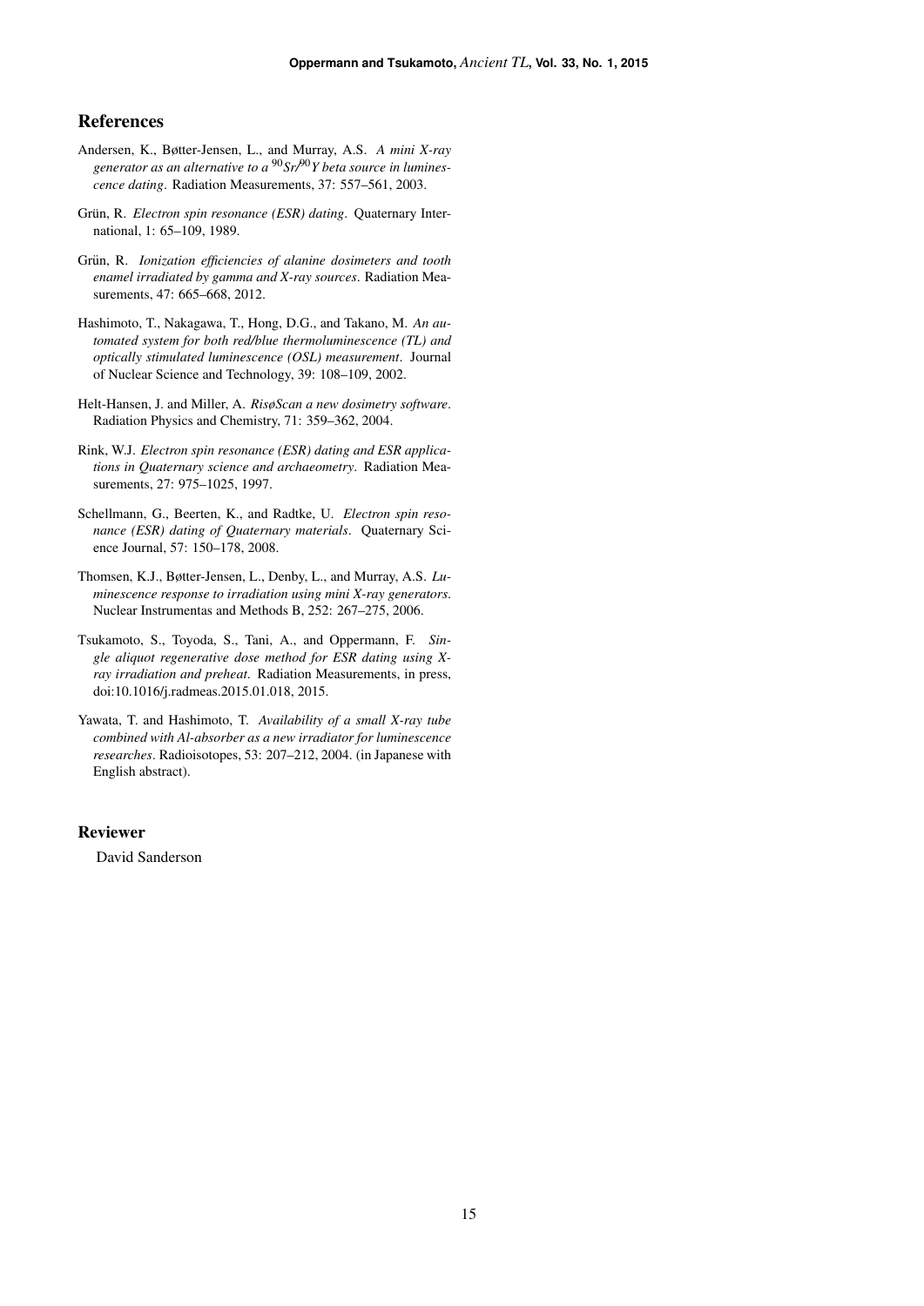## References

Andersen, K., Bøtter-Jensen, L., and Murray, A.S. *A mini X-ray generator as an alternative to a $^{90}Sr/^{90}Y$ beta source in luminescence dating*. Radiation Measurements, 37: 557–561, 2003.

Grün, R. *Electron spin resonance (ESR) dating*. Quaternary International, 1: 65–109, 1989.

Grün, R. *Ionization efficiencies of alanine dosimeters and tooth enamel irradiated by gamma and X-ray sources*. Radiation Measurements, 47: 665–668, 2012.

Hashimoto, T., Nakagawa, T., Hong, D.G., and Takano, M. *An automated system for both red/blue thermoluminescence (TL) and optically stimulated luminescence (OSL) measurement*. Journal of Nuclear Science and Technology, 39: 108–109, 2002.

Helt-Hansen, J. and Miller, A. *RisøScan a new dosimetry software*. Radiation Physics and Chemistry, 71: 359–362, 2004.

Rink, W.J. *Electron spin resonance (ESR) dating and ESR applications in Quaternary science and archaeometry*. Radiation Measurements, 27: 975–1025, 1997.

Schellmann, G., Beerten, K., and Radtke, U. *Electron spin resonance (ESR) dating of Quaternary materials*. Quaternary Science Journal, 57: 150–178, 2008.

Thomsen, K.J., Bøtter-Jensen, L., Denby, L., and Murray, A.S. *Luminescence response to irradiation using mini X-ray generators*. Nuclear Instrumentas and Methods B, 252: 267–275, 2006.

Tsukamoto, S., Toyoda, S., Tani, A., and Oppermann, F. *Single aliquot regenerative dose method for ESR dating using X-ray irradiation and preheat*. Radiation Measurements, in press, doi:10.1016/j.radmeas.2015.01.018, 2015.

Yawata, T. and Hashimoto, T. *Availability of a small X-ray tube combined with Al-absorber as a new irradiator for luminescence researches*. Radioisotopes, 53: 207–212, 2004. (in Japanese with English abstract).

## Reviewer

David Sanderson